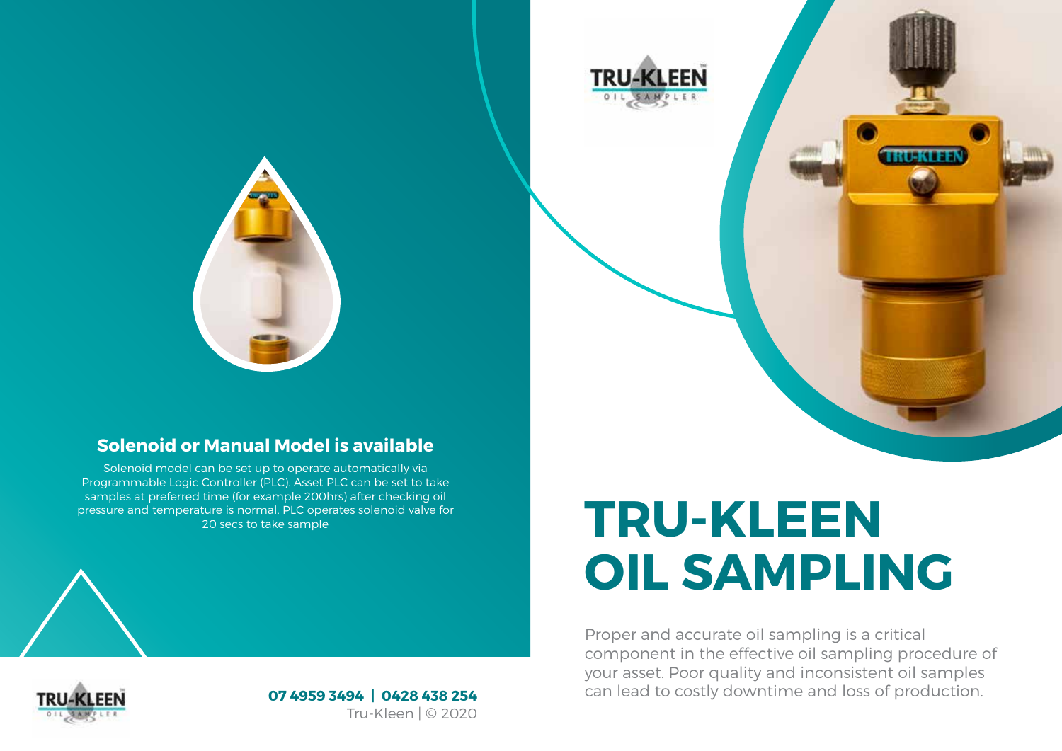# TRU-KLEEN OIL SAMPLING

Proper and accurate oil sampling is a critical component in the effective oil sampling procedure of your asset. Poor quality and inconsistent oil samples can lead to costly downtime and loss of production.

## Solenoid or Manual Model is available

Solenoid model can be set up to operate automatically via Programmable Logic Controller (PLC). Asset PLC can be set to take samples at preferred time (for example 200hrs) after checking oil pressure and temperature is normal. PLC operates solenoid valve for 20 secs to take sample

**07 4959 3494 | 0428 438 254**

Tru-Kleen | © 2020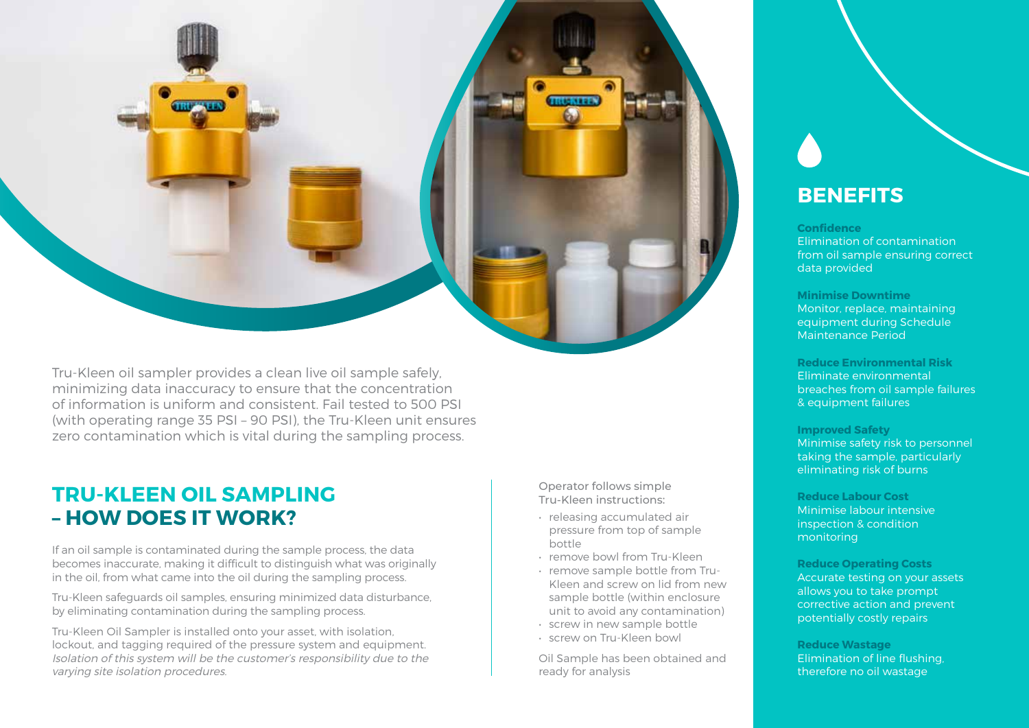Tru-Kleen oil sampler provides a clean live oil sample safely, minimizing data inaccuracy to ensure that the concentration of information is uniform and consistent. Fail tested to 500 PSI (with operating range 35 PSI – 90 PSI), the Tru-Kleen unit ensures zero contamination which is vital during the sampling process.

## TRU-KLEEN OIL SAMPLING – HOW DOES IT WORK?

If an oil sample is contaminated during the sample process, the data becomes inaccurate, making it difficult to distinguish what was originally in the oil, from what came into the oil during the sampling process.

Tru-Kleen safeguards oil samples, ensuring minimized data disturbance, by eliminating contamination during the sampling process.

Tru-Kleen Oil Sampler is installed onto your asset, with isolation, lockout, and tagging required of the pressure system and equipment. *Isolation of this system will be the customer's responsibility due to the varying site isolation procedures.*

Operator follows simple Tru-Kleen instructions:

- releasing accumulated air pressure from top of sample bottle
- remove bowl from Tru-Kleen
- remove sample bottle from Tru-Kleen and screw on lid from new sample bottle (within enclosure unit to avoid any contamination)
- screw in new sample bottle
- screw on Tru-Kleen bowl

Oil Sample has been obtained and ready for analysis

## BENEFITS

**Confidence**
Elimination of contamination from oil sample ensuring correct data provided

**Minimise Downtime**
Monitor, replace, maintaining equipment during Schedule Maintenance Period

**Reduce Environmental Risk**
Eliminate environmental breaches from oil sample failures & equipment failures

**Improved Safety**
Minimise safety risk to personnel taking the sample, particularly eliminating risk of burns

**Reduce Labour Cost**
Minimise labour intensive inspection & condition monitoring

**Reduce Operating Costs**
Accurate testing on your assets allows you to take prompt corrective action and prevent potentially costly repairs

**Reduce Wastage**
Elimination of line flushing, therefore no oil wastage